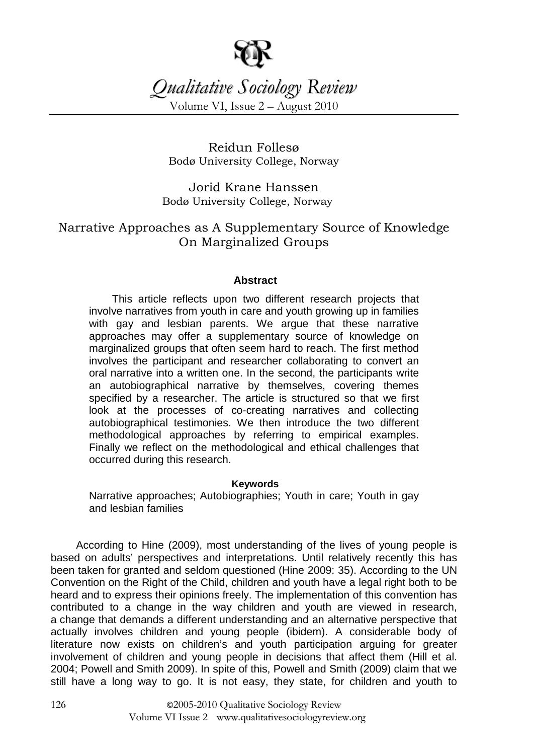Reidun Follesø
Bodø University College, Norway

Jorid Krane Hanssen
Bodø University College, Norway

# Narrative Approaches as A Supplementary Source of Knowledge On Marginalized Groups

### Abstract

This article reflects upon two different research projects that involve narratives from youth in care and youth growing up in families with gay and lesbian parents. We argue that these narrative approaches may offer a supplementary source of knowledge on marginalized groups that often seem hard to reach. The first method involves the participant and researcher collaborating to convert an oral narrative into a written one. In the second, the participants write an autobiographical narrative by themselves, covering themes specified by a researcher. The article is structured so that we first look at the processes of co-creating narratives and collecting autobiographical testimonies. We then introduce the two different methodological approaches by referring to empirical examples. Finally we reflect on the methodological and ethical challenges that occurred during this research.

#### Keywords

Narrative approaches; Autobiographies; Youth in care; Youth in gay and lesbian families

According to Hine (2009), most understanding of the lives of young people is based on adults' perspectives and interpretations. Until relatively recently this has been taken for granted and seldom questioned (Hine 2009: 35). According to the UN Convention on the Right of the Child, children and youth have a legal right both to be heard and to express their opinions freely. The implementation of this convention has contributed to a change in the way children and youth are viewed in research, a change that demands a different understanding and an alternative perspective that actually involves children and young people (ibidem). A considerable body of literature now exists on children's and youth participation arguing for greater involvement of children and young people in decisions that affect them (Hill et al. 2004; Powell and Smith 2009). In spite of this, Powell and Smith (2009) claim that we still have a long way to go. It is not easy, they state, for children and youth to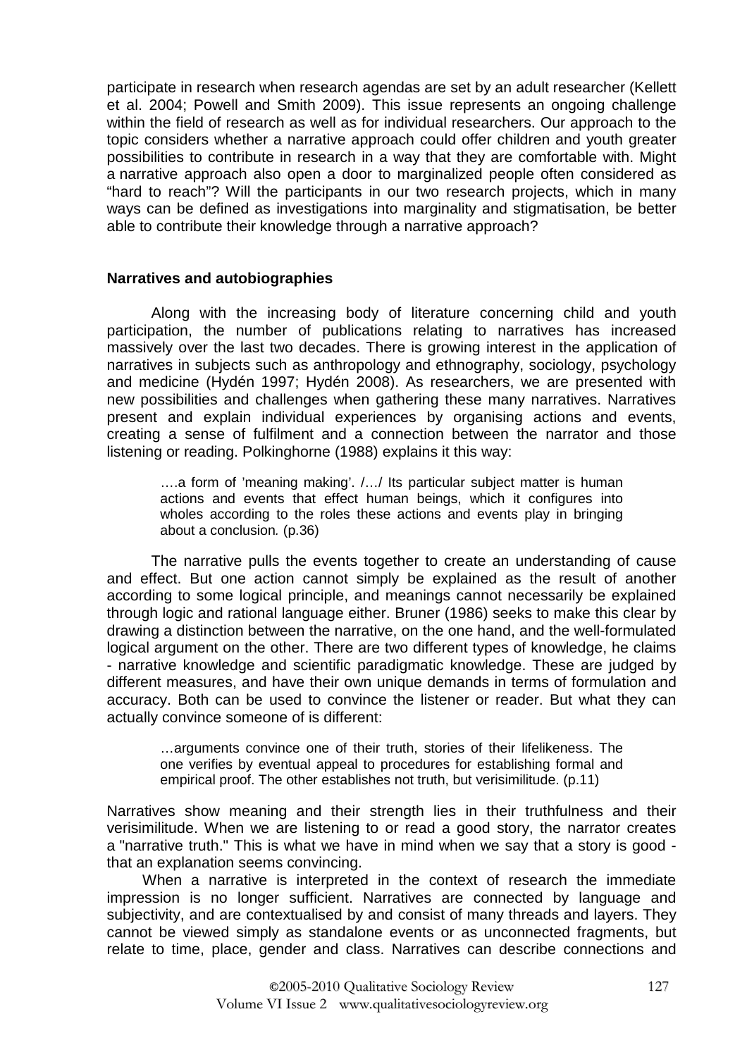participate in research when research agendas are set by an adult researcher (Kellett et al. 2004; Powell and Smith 2009). This issue represents an ongoing challenge within the field of research as well as for individual researchers. Our approach to the topic considers whether a narrative approach could offer children and youth greater possibilities to contribute in research in a way that they are comfortable with. Might a narrative approach also open a door to marginalized people often considered as "hard to reach"? Will the participants in our two research projects, which in many ways can be defined as investigations into marginality and stigmatisation, be better able to contribute their knowledge through a narrative approach?

### Narratives and autobiographies

Along with the increasing body of literature concerning child and youth participation, the number of publications relating to narratives has increased massively over the last two decades. There is growing interest in the application of narratives in subjects such as anthropology and ethnography, sociology, psychology and medicine (Hydén 1997; Hydén 2008). As researchers, we are presented with new possibilities and challenges when gathering these many narratives. Narratives present and explain individual experiences by organising actions and events, creating a sense of fulfilment and a connection between the narrator and those listening or reading. Polkinghorne (1988) explains it this way:

> ….a form of 'meaning making'. /…/ Its particular subject matter is human actions and events that effect human beings, which it configures into wholes according to the roles these actions and events play in bringing about a conclusion. (p.36)

The narrative pulls the events together to create an understanding of cause and effect. But one action cannot simply be explained as the result of another according to some logical principle, and meanings cannot necessarily be explained through logic and rational language either. Bruner (1986) seeks to make this clear by drawing a distinction between the narrative, on the one hand, and the well-formulated logical argument on the other. There are two different types of knowledge, he claims - narrative knowledge and scientific paradigmatic knowledge. These are judged by different measures, and have their own unique demands in terms of formulation and accuracy. Both can be used to convince the listener or reader. But what they can actually convince someone of is different:

> …arguments convince one of their truth, stories of their lifelikeness. The one verifies by eventual appeal to procedures for establishing formal and empirical proof. The other establishes not truth, but verisimilitude. (p.11)

Narratives show meaning and their strength lies in their truthfulness and their verisimilitude. When we are listening to or read a good story, the narrator creates a "narrative truth." This is what we have in mind when we say that a story is good - that an explanation seems convincing.

When a narrative is interpreted in the context of research the immediate impression is no longer sufficient. Narratives are connected by language and subjectivity, and are contextualised by and consist of many threads and layers. They cannot be viewed simply as standalone events or as unconnected fragments, but relate to time, place, gender and class. Narratives can describe connections and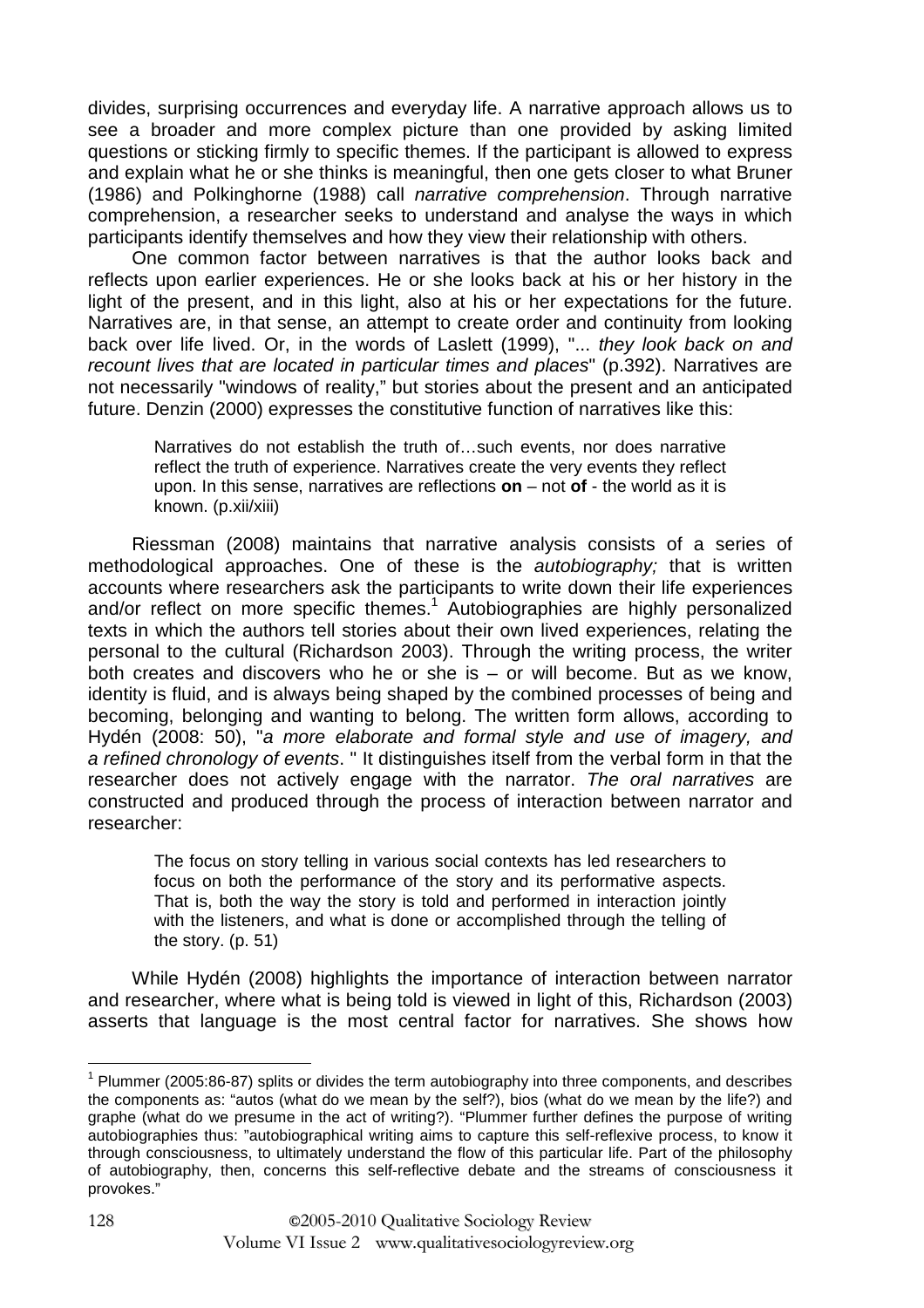divides, surprising occurrences and everyday life. A narrative approach allows us to see a broader and more complex picture than one provided by asking limited questions or sticking firmly to specific themes. If the participant is allowed to express and explain what he or she thinks is meaningful, then one gets closer to what Bruner (1986) and Polkinghorne (1988) call *narrative comprehension*. Through narrative comprehension, a researcher seeks to understand and analyse the ways in which participants identify themselves and how they view their relationship with others.

One common factor between narratives is that the author looks back and reflects upon earlier experiences. He or she looks back at his or her history in the light of the present, and in this light, also at his or her expectations for the future. Narratives are, in that sense, an attempt to create order and continuity from looking back over life lived. Or, in the words of Laslett (1999), "... *they look back on and recount lives that are located in particular times and places*" (p.392). Narratives are not necessarily "windows of reality," but stories about the present and an anticipated future. Denzin (2000) expresses the constitutive function of narratives like this:

> Narratives do not establish the truth of…such events, nor does narrative reflect the truth of experience. Narratives create the very events they reflect upon. In this sense, narratives are reflections **on** – not **of** - the world as it is known. (p.xii/xiii)

Riessman (2008) maintains that narrative analysis consists of a series of methodological approaches. One of these is the *autobiography;* that is written accounts where researchers ask the participants to write down their life experiences and/or reflect on more specific themes.[1] Autobiographies are highly personalized texts in which the authors tell stories about their own lived experiences, relating the personal to the cultural (Richardson 2003). Through the writing process, the writer both creates and discovers who he or she is – or will become. But as we know, identity is fluid, and is always being shaped by the combined processes of being and becoming, belonging and wanting to belong. The written form allows, according to Hydén (2008: 50), "*a more elaborate and formal style and use of imagery, and a refined chronology of events*. " It distinguishes itself from the verbal form in that the researcher does not actively engage with the narrator. *The oral narratives* are constructed and produced through the process of interaction between narrator and researcher:

> The focus on story telling in various social contexts has led researchers to focus on both the performance of the story and its performative aspects. That is, both the way the story is told and performed in interaction jointly with the listeners, and what is done or accomplished through the telling of the story. (p. 51)

While Hydén (2008) highlights the importance of interaction between narrator and researcher, where what is being told is viewed in light of this, Richardson (2003) asserts that language is the most central factor for narratives. She shows how

---

[1] Plummer (2005:86-87) splits or divides the term autobiography into three components, and describes the components as: "autos (what do we mean by the self?), bios (what do we mean by the life?) and graphe (what do we presume in the act of writing?). "Plummer further defines the purpose of writing autobiographies thus: "autobiographical writing aims to capture this self-reflexive process, to know it through consciousness, to ultimately understand the flow of this particular life. Part of the philosophy of autobiography, then, concerns this self-reflective debate and the streams of consciousness it provokes."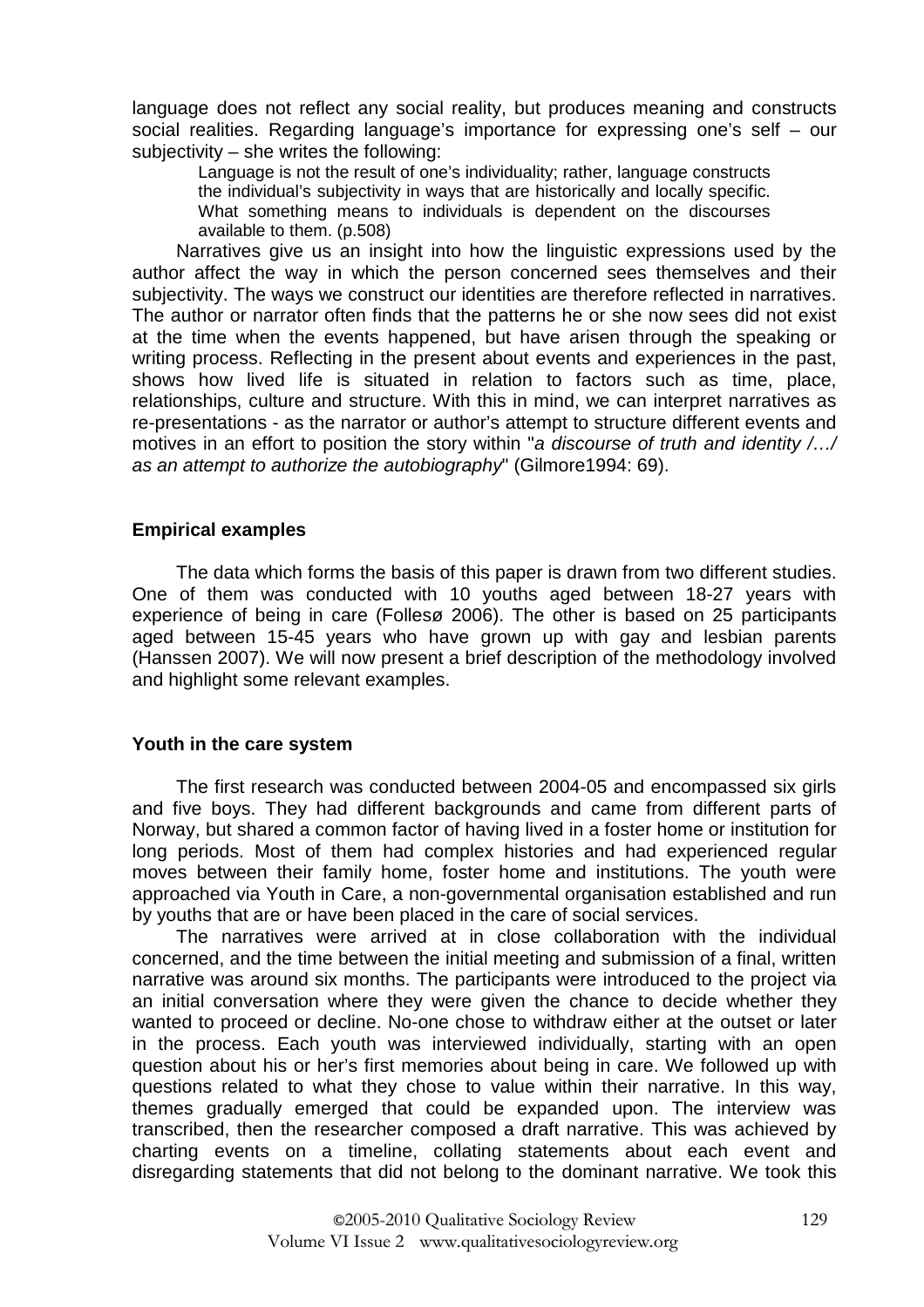language does not reflect any social reality, but produces meaning and constructs social realities. Regarding language's importance for expressing one's self – our subjectivity – she writes the following:

> Language is not the result of one's individuality; rather, language constructs the individual's subjectivity in ways that are historically and locally specific. What something means to individuals is dependent on the discourses available to them. (p.508)

Narratives give us an insight into how the linguistic expressions used by the author affect the way in which the person concerned sees themselves and their subjectivity. The ways we construct our identities are therefore reflected in narratives. The author or narrator often finds that the patterns he or she now sees did not exist at the time when the events happened, but have arisen through the speaking or writing process. Reflecting in the present about events and experiences in the past, shows how lived life is situated in relation to factors such as time, place, relationships, culture and structure. With this in mind, we can interpret narratives as re-presentations - as the narrator or author's attempt to structure different events and motives in an effort to position the story within "*a discourse of truth and identity /…/ as an attempt to authorize the autobiography*" (Gilmore1994: 69).

### Empirical examples

The data which forms the basis of this paper is drawn from two different studies. One of them was conducted with 10 youths aged between 18-27 years with experience of being in care (Follesø 2006). The other is based on 25 participants aged between 15-45 years who have grown up with gay and lesbian parents (Hanssen 2007). We will now present a brief description of the methodology involved and highlight some relevant examples.

### Youth in the care system

The first research was conducted between 2004-05 and encompassed six girls and five boys. They had different backgrounds and came from different parts of Norway, but shared a common factor of having lived in a foster home or institution for long periods. Most of them had complex histories and had experienced regular moves between their family home, foster home and institutions. The youth were approached via Youth in Care, a non-governmental organisation established and run by youths that are or have been placed in the care of social services.

The narratives were arrived at in close collaboration with the individual concerned, and the time between the initial meeting and submission of a final, written narrative was around six months. The participants were introduced to the project via an initial conversation where they were given the chance to decide whether they wanted to proceed or decline. No-one chose to withdraw either at the outset or later in the process. Each youth was interviewed individually, starting with an open question about his or her's first memories about being in care. We followed up with questions related to what they chose to value within their narrative. In this way, themes gradually emerged that could be expanded upon. The interview was transcribed, then the researcher composed a draft narrative. This was achieved by charting events on a timeline, collating statements about each event and disregarding statements that did not belong to the dominant narrative. We took this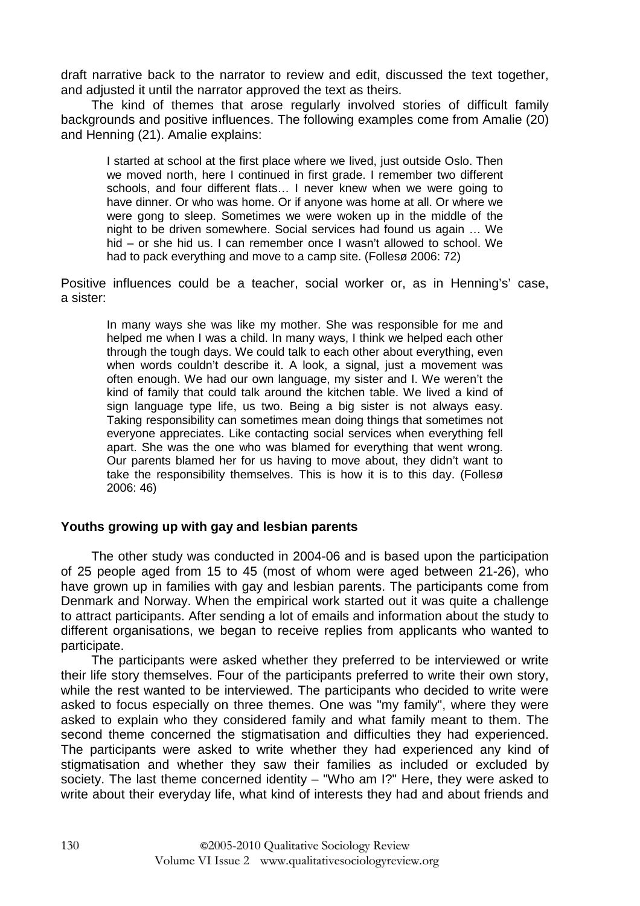draft narrative back to the narrator to review and edit, discussed the text together, and adjusted it until the narrator approved the text as theirs.

The kind of themes that arose regularly involved stories of difficult family backgrounds and positive influences. The following examples come from Amalie (20) and Henning (21). Amalie explains:

> I started at school at the first place where we lived, just outside Oslo. Then we moved north, here I continued in first grade. I remember two different schools, and four different flats… I never knew when we were going to have dinner. Or who was home. Or if anyone was home at all. Or where we were gong to sleep. Sometimes we were woken up in the middle of the night to be driven somewhere. Social services had found us again … We hid – or she hid us. I can remember once I wasn't allowed to school. We had to pack everything and move to a camp site. (Follesø 2006: 72)

Positive influences could be a teacher, social worker or, as in Henning's' case, a sister:

> In many ways she was like my mother. She was responsible for me and helped me when I was a child. In many ways, I think we helped each other through the tough days. We could talk to each other about everything, even when words couldn't describe it. A look, a signal, just a movement was often enough. We had our own language, my sister and I. We weren't the kind of family that could talk around the kitchen table. We lived a kind of sign language type life, us two. Being a big sister is not always easy. Taking responsibility can sometimes mean doing things that sometimes not everyone appreciates. Like contacting social services when everything fell apart. She was the one who was blamed for everything that went wrong. Our parents blamed her for us having to move about, they didn't want to take the responsibility themselves. This is how it is to this day. (Follesø 2006: 46)

**Youths growing up with gay and lesbian parents**

The other study was conducted in 2004-06 and is based upon the participation of 25 people aged from 15 to 45 (most of whom were aged between 21-26), who have grown up in families with gay and lesbian parents. The participants come from Denmark and Norway. When the empirical work started out it was quite a challenge to attract participants. After sending a lot of emails and information about the study to different organisations, we began to receive replies from applicants who wanted to participate.

The participants were asked whether they preferred to be interviewed or write their life story themselves. Four of the participants preferred to write their own story, while the rest wanted to be interviewed. The participants who decided to write were asked to focus especially on three themes. One was "my family", where they were asked to explain who they considered family and what family meant to them. The second theme concerned the stigmatisation and difficulties they had experienced. The participants were asked to write whether they had experienced any kind of stigmatisation and whether they saw their families as included or excluded by society. The last theme concerned identity – "Who am I?" Here, they were asked to write about their everyday life, what kind of interests they had and about friends and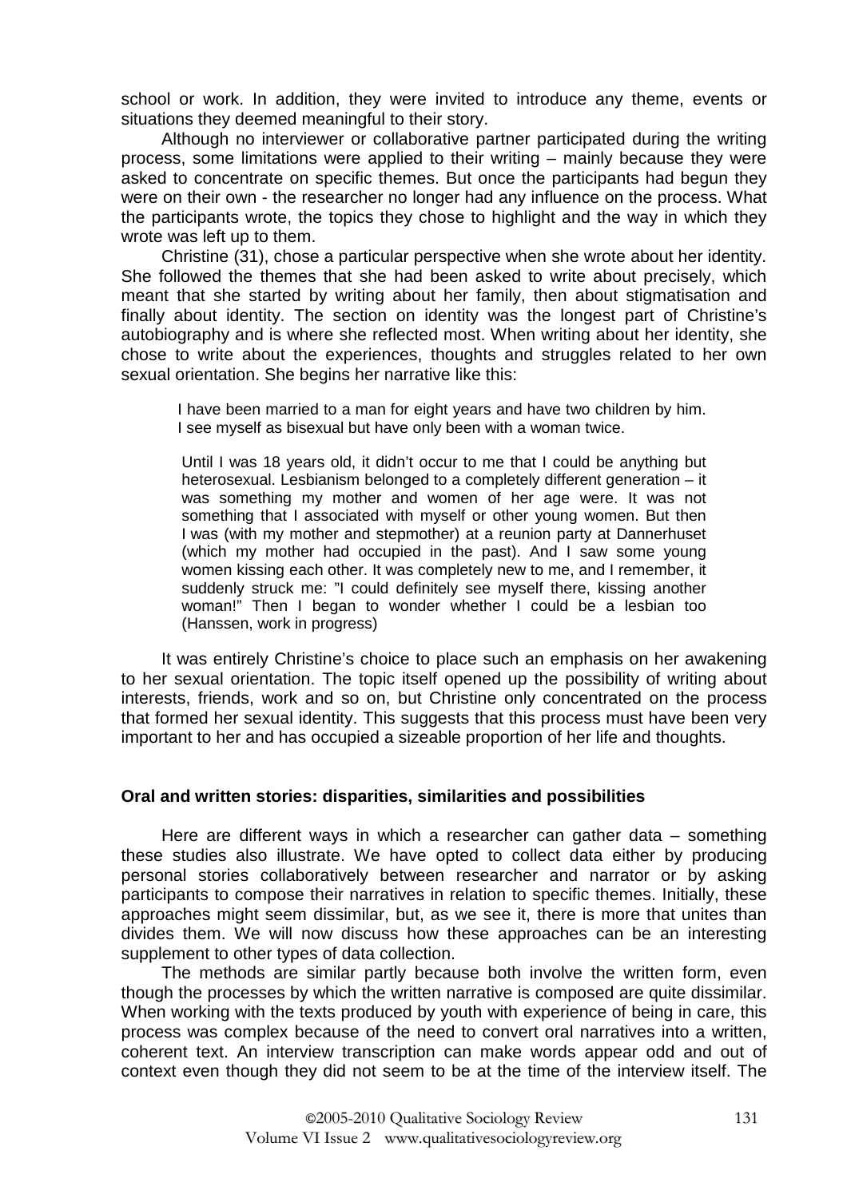school or work. In addition, they were invited to introduce any theme, events or situations they deemed meaningful to their story.

Although no interviewer or collaborative partner participated during the writing process, some limitations were applied to their writing – mainly because they were asked to concentrate on specific themes. But once the participants had begun they were on their own - the researcher no longer had any influence on the process. What the participants wrote, the topics they chose to highlight and the way in which they wrote was left up to them.

Christine (31), chose a particular perspective when she wrote about her identity. She followed the themes that she had been asked to write about precisely, which meant that she started by writing about her family, then about stigmatisation and finally about identity. The section on identity was the longest part of Christine's autobiography and is where she reflected most. When writing about her identity, she chose to write about the experiences, thoughts and struggles related to her own sexual orientation. She begins her narrative like this:

> I have been married to a man for eight years and have two children by him. I see myself as bisexual but have only been with a woman twice.
>
> Until I was 18 years old, it didn't occur to me that I could be anything but heterosexual. Lesbianism belonged to a completely different generation – it was something my mother and women of her age were. It was not something that I associated with myself or other young women. But then I was (with my mother and stepmother) at a reunion party at Dannerhuset (which my mother had occupied in the past). And I saw some young women kissing each other. It was completely new to me, and I remember, it suddenly struck me: "I could definitely see myself there, kissing another woman!" Then I began to wonder whether I could be a lesbian too (Hanssen, work in progress)

It was entirely Christine's choice to place such an emphasis on her awakening to her sexual orientation. The topic itself opened up the possibility of writing about interests, friends, work and so on, but Christine only concentrated on the process that formed her sexual identity. This suggests that this process must have been very important to her and has occupied a sizeable proportion of her life and thoughts.

### Oral and written stories: disparities, similarities and possibilities

Here are different ways in which a researcher can gather data – something these studies also illustrate. We have opted to collect data either by producing personal stories collaboratively between researcher and narrator or by asking participants to compose their narratives in relation to specific themes. Initially, these approaches might seem dissimilar, but, as we see it, there is more that unites than divides them. We will now discuss how these approaches can be an interesting supplement to other types of data collection.

The methods are similar partly because both involve the written form, even though the processes by which the written narrative is composed are quite dissimilar. When working with the texts produced by youth with experience of being in care, this process was complex because of the need to convert oral narratives into a written, coherent text. An interview transcription can make words appear odd and out of context even though they did not seem to be at the time of the interview itself. The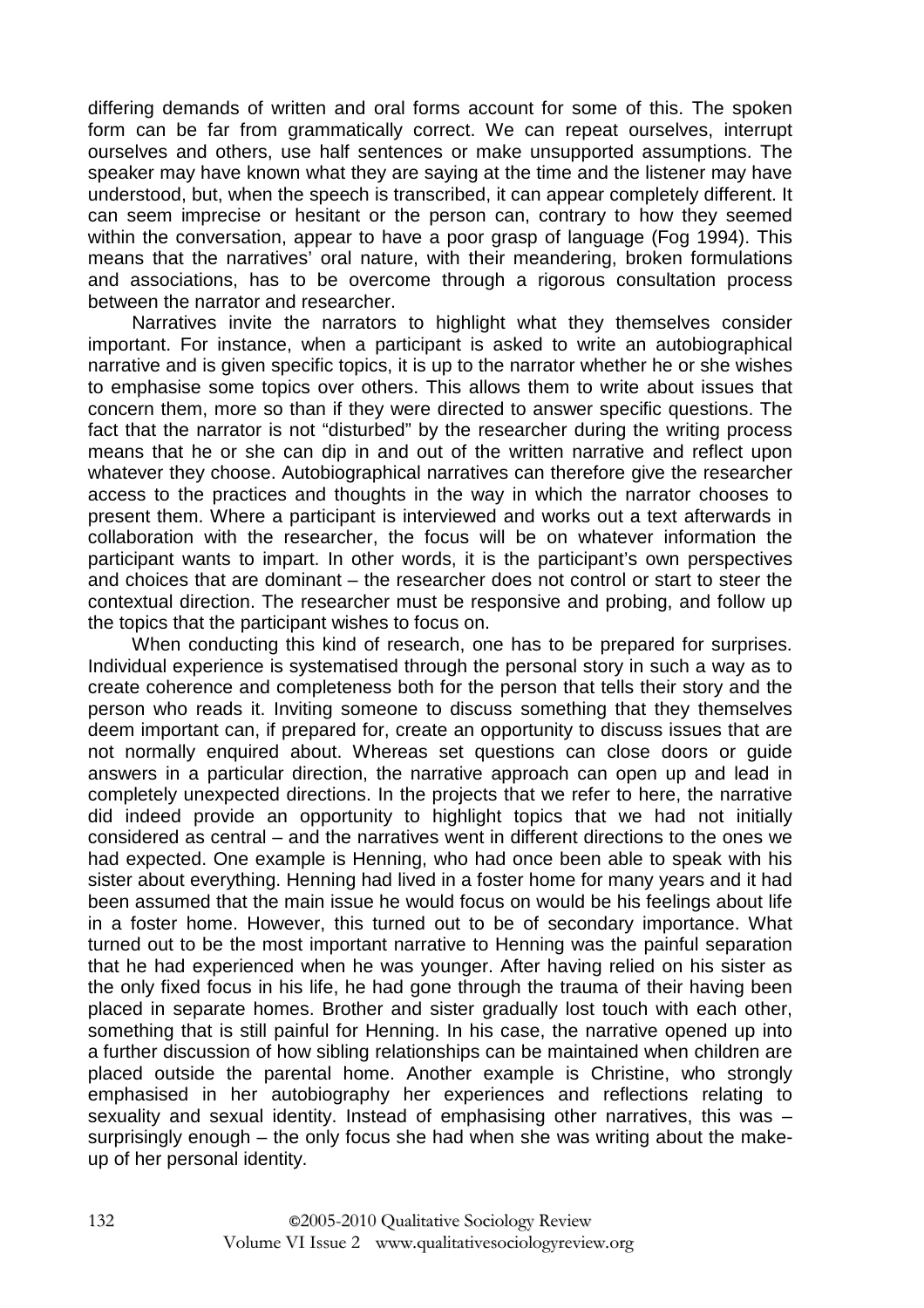differing demands of written and oral forms account for some of this. The spoken form can be far from grammatically correct. We can repeat ourselves, interrupt ourselves and others, use half sentences or make unsupported assumptions. The speaker may have known what they are saying at the time and the listener may have understood, but, when the speech is transcribed, it can appear completely different. It can seem imprecise or hesitant or the person can, contrary to how they seemed within the conversation, appear to have a poor grasp of language (Fog 1994). This means that the narratives' oral nature, with their meandering, broken formulations and associations, has to be overcome through a rigorous consultation process between the narrator and researcher.

Narratives invite the narrators to highlight what they themselves consider important. For instance, when a participant is asked to write an autobiographical narrative and is given specific topics, it is up to the narrator whether he or she wishes to emphasise some topics over others. This allows them to write about issues that concern them, more so than if they were directed to answer specific questions. The fact that the narrator is not "disturbed" by the researcher during the writing process means that he or she can dip in and out of the written narrative and reflect upon whatever they choose. Autobiographical narratives can therefore give the researcher access to the practices and thoughts in the way in which the narrator chooses to present them. Where a participant is interviewed and works out a text afterwards in collaboration with the researcher, the focus will be on whatever information the participant wants to impart. In other words, it is the participant's own perspectives and choices that are dominant – the researcher does not control or start to steer the contextual direction. The researcher must be responsive and probing, and follow up the topics that the participant wishes to focus on.

When conducting this kind of research, one has to be prepared for surprises. Individual experience is systematised through the personal story in such a way as to create coherence and completeness both for the person that tells their story and the person who reads it. Inviting someone to discuss something that they themselves deem important can, if prepared for, create an opportunity to discuss issues that are not normally enquired about. Whereas set questions can close doors or guide answers in a particular direction, the narrative approach can open up and lead in completely unexpected directions. In the projects that we refer to here, the narrative did indeed provide an opportunity to highlight topics that we had not initially considered as central – and the narratives went in different directions to the ones we had expected. One example is Henning, who had once been able to speak with his sister about everything. Henning had lived in a foster home for many years and it had been assumed that the main issue he would focus on would be his feelings about life in a foster home. However, this turned out to be of secondary importance. What turned out to be the most important narrative to Henning was the painful separation that he had experienced when he was younger. After having relied on his sister as the only fixed focus in his life, he had gone through the trauma of their having been placed in separate homes. Brother and sister gradually lost touch with each other, something that is still painful for Henning. In his case, the narrative opened up into a further discussion of how sibling relationships can be maintained when children are placed outside the parental home. Another example is Christine, who strongly emphasised in her autobiography her experiences and reflections relating to sexuality and sexual identity. Instead of emphasising other narratives, this was – surprisingly enough – the only focus she had when she was writing about the make-up of her personal identity.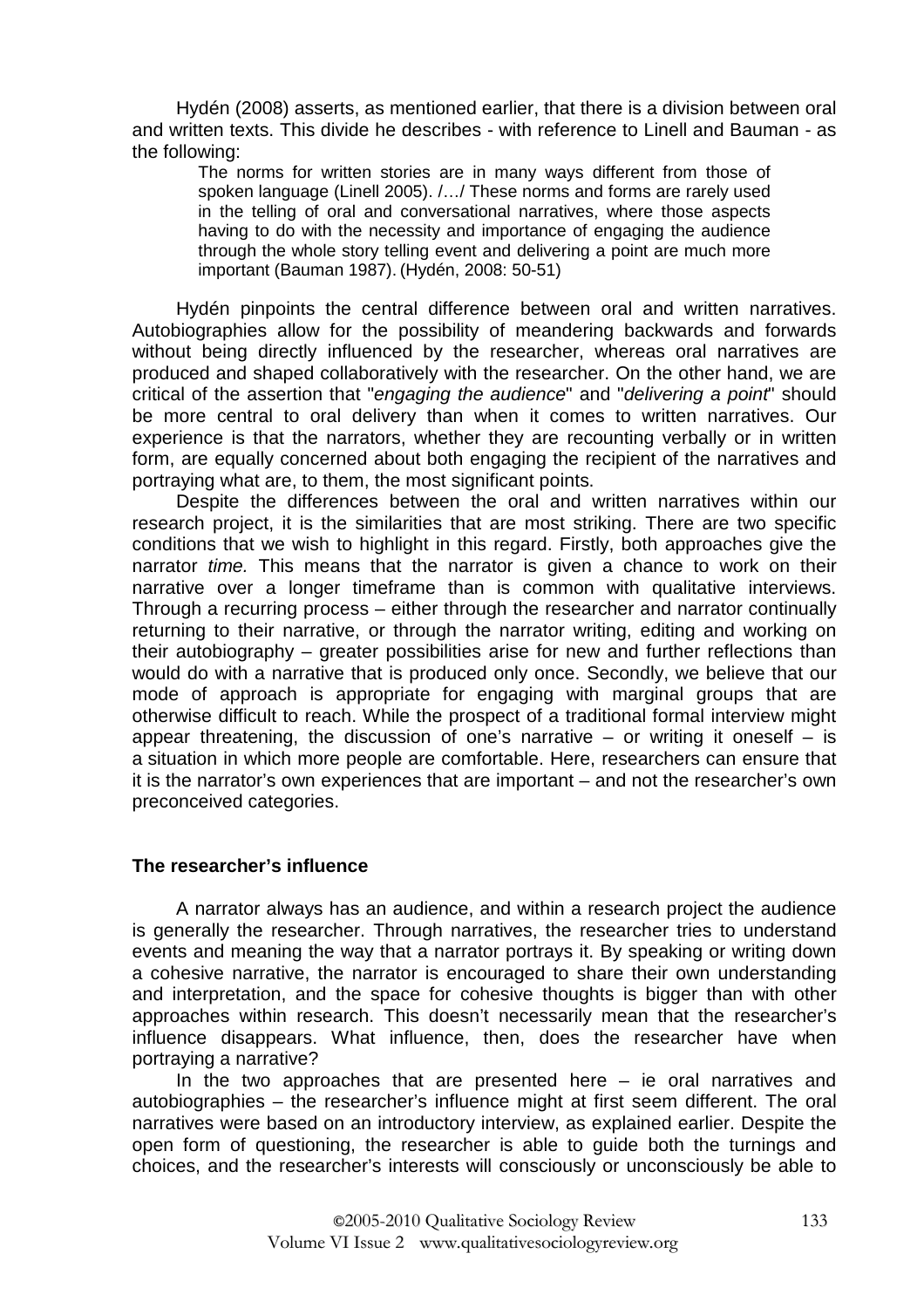Hydén (2008) asserts, as mentioned earlier, that there is a division between oral and written texts. This divide he describes - with reference to Linell and Bauman - as the following:

> The norms for written stories are in many ways different from those of spoken language (Linell 2005). /…/ These norms and forms are rarely used in the telling of oral and conversational narratives, where those aspects having to do with the necessity and importance of engaging the audience through the whole story telling event and delivering a point are much more important (Bauman 1987). (Hydén, 2008: 50-51)

Hydén pinpoints the central difference between oral and written narratives. Autobiographies allow for the possibility of meandering backwards and forwards without being directly influenced by the researcher, whereas oral narratives are produced and shaped collaboratively with the researcher. On the other hand, we are critical of the assertion that "*engaging the audience*" and "*delivering a point*" should be more central to oral delivery than when it comes to written narratives. Our experience is that the narrators, whether they are recounting verbally or in written form, are equally concerned about both engaging the recipient of the narratives and portraying what are, to them, the most significant points.

Despite the differences between the oral and written narratives within our research project, it is the similarities that are most striking. There are two specific conditions that we wish to highlight in this regard. Firstly, both approaches give the narrator *time.* This means that the narrator is given a chance to work on their narrative over a longer timeframe than is common with qualitative interviews. Through a recurring process – either through the researcher and narrator continually returning to their narrative, or through the narrator writing, editing and working on their autobiography – greater possibilities arise for new and further reflections than would do with a narrative that is produced only once. Secondly, we believe that our mode of approach is appropriate for engaging with marginal groups that are otherwise difficult to reach. While the prospect of a traditional formal interview might appear threatening, the discussion of one's narrative – or writing it oneself – is a situation in which more people are comfortable. Here, researchers can ensure that it is the narrator's own experiences that are important – and not the researcher's own preconceived categories.

**The researcher's influence**

A narrator always has an audience, and within a research project the audience is generally the researcher. Through narratives, the researcher tries to understand events and meaning the way that a narrator portrays it. By speaking or writing down a cohesive narrative, the narrator is encouraged to share their own understanding and interpretation, and the space for cohesive thoughts is bigger than with other approaches within research. This doesn't necessarily mean that the researcher's influence disappears. What influence, then, does the researcher have when portraying a narrative?

In the two approaches that are presented here – ie oral narratives and autobiographies – the researcher's influence might at first seem different. The oral narratives were based on an introductory interview, as explained earlier. Despite the open form of questioning, the researcher is able to guide both the turnings and choices, and the researcher's interests will consciously or unconsciously be able to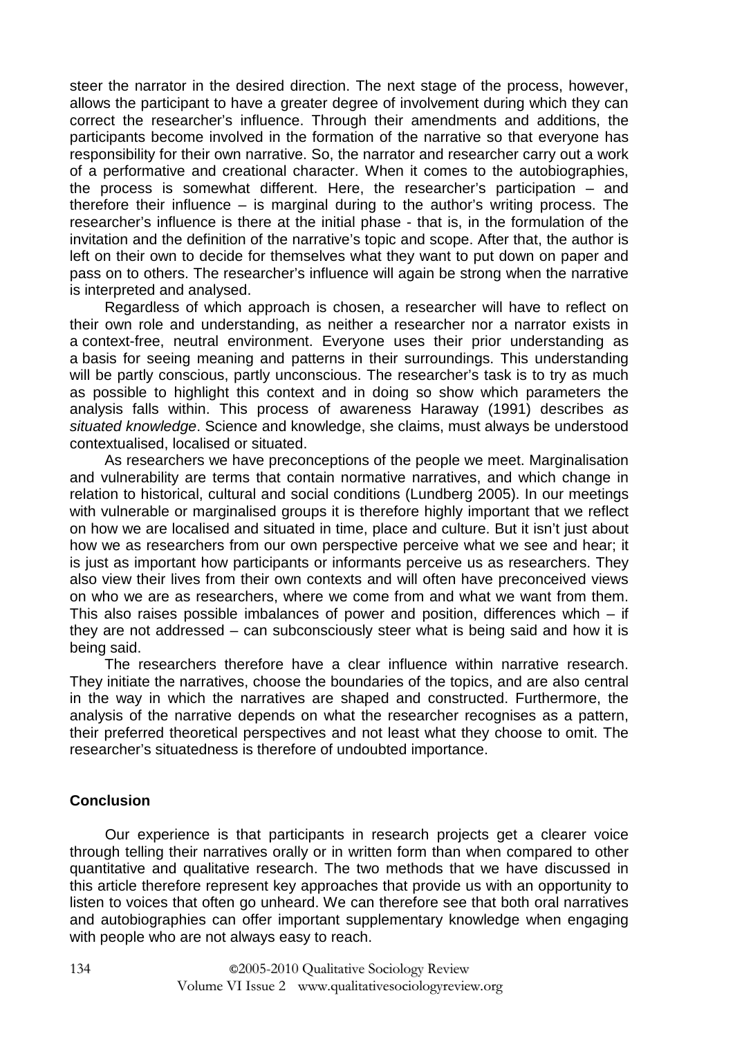steer the narrator in the desired direction. The next stage of the process, however, allows the participant to have a greater degree of involvement during which they can correct the researcher's influence. Through their amendments and additions, the participants become involved in the formation of the narrative so that everyone has responsibility for their own narrative. So, the narrator and researcher carry out a work of a performative and creational character. When it comes to the autobiographies, the process is somewhat different. Here, the researcher's participation – and therefore their influence – is marginal during to the author's writing process. The researcher's influence is there at the initial phase - that is, in the formulation of the invitation and the definition of the narrative's topic and scope. After that, the author is left on their own to decide for themselves what they want to put down on paper and pass on to others. The researcher's influence will again be strong when the narrative is interpreted and analysed.

Regardless of which approach is chosen, a researcher will have to reflect on their own role and understanding, as neither a researcher nor a narrator exists in a context-free, neutral environment. Everyone uses their prior understanding as a basis for seeing meaning and patterns in their surroundings. This understanding will be partly conscious, partly unconscious. The researcher's task is to try as much as possible to highlight this context and in doing so show which parameters the analysis falls within. This process of awareness Haraway (1991) describes *as situated knowledge*. Science and knowledge, she claims, must always be understood contextualised, localised or situated.

As researchers we have preconceptions of the people we meet. Marginalisation and vulnerability are terms that contain normative narratives, and which change in relation to historical, cultural and social conditions (Lundberg 2005). In our meetings with vulnerable or marginalised groups it is therefore highly important that we reflect on how we are localised and situated in time, place and culture. But it isn't just about how we as researchers from our own perspective perceive what we see and hear; it is just as important how participants or informants perceive us as researchers. They also view their lives from their own contexts and will often have preconceived views on who we are as researchers, where we come from and what we want from them. This also raises possible imbalances of power and position, differences which – if they are not addressed – can subconsciously steer what is being said and how it is being said.

The researchers therefore have a clear influence within narrative research. They initiate the narratives, choose the boundaries of the topics, and are also central in the way in which the narratives are shaped and constructed. Furthermore, the analysis of the narrative depends on what the researcher recognises as a pattern, their preferred theoretical perspectives and not least what they choose to omit. The researcher's situatedness is therefore of undoubted importance.

## Conclusion

Our experience is that participants in research projects get a clearer voice through telling their narratives orally or in written form than when compared to other quantitative and qualitative research. The two methods that we have discussed in this article therefore represent key approaches that provide us with an opportunity to listen to voices that often go unheard. We can therefore see that both oral narratives and autobiographies can offer important supplementary knowledge when engaging with people who are not always easy to reach.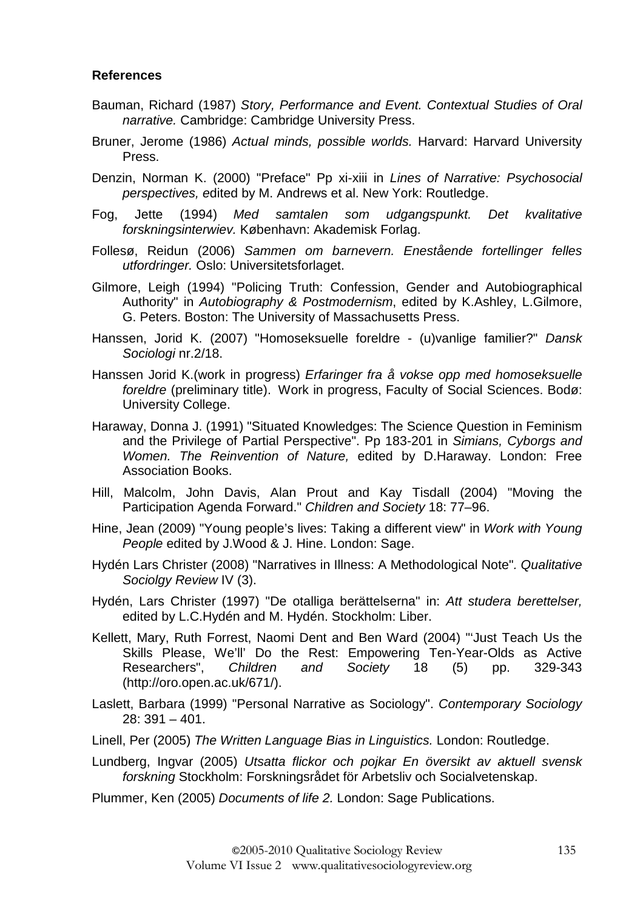**References**

Bauman, Richard (1987) *Story, Performance and Event. Contextual Studies of Oral narrative.* Cambridge: Cambridge University Press.

Bruner, Jerome (1986) *Actual minds, possible worlds.* Harvard: Harvard University Press.

Denzin, Norman K. (2000) "Preface" Pp xi-xiii in *Lines of Narrative: Psychosocial perspectives, e*dited by M. Andrews et al. New York: Routledge.

Fog, Jette (1994) *Med samtalen som udgangspunkt. Det kvalitative forskningsinterwiev.* København: Akademisk Forlag.

Follesø, Reidun (2006) *Sammen om barnevern. Enestående fortellinger felles utfordringer.* Oslo: Universitetsforlaget.

Gilmore, Leigh (1994) "Policing Truth: Confession, Gender and Autobiographical Authority" in *Autobiography & Postmodernism*, edited by K.Ashley, L.Gilmore, G. Peters. Boston: The University of Massachusetts Press.

Hanssen, Jorid K. (2007) "Homoseksuelle foreldre - (u)vanlige familier?" *Dansk Sociologi* nr.2/18.

Hanssen Jorid K.(work in progress) *Erfaringer fra å vokse opp med homoseksuelle foreldre* (preliminary title). Work in progress, Faculty of Social Sciences. Bodø: University College.

Haraway, Donna J. (1991) "Situated Knowledges: The Science Question in Feminism and the Privilege of Partial Perspective". Pp 183-201 in *Simians, Cyborgs and Women. The Reinvention of Nature,* edited by D.Haraway. London: Free Association Books.

Hill, Malcolm, John Davis, Alan Prout and Kay Tisdall (2004) "Moving the Participation Agenda Forward." *Children and Society* 18: 77–96.

Hine, Jean (2009) "Young people's lives: Taking a different view" in *Work with Young People* edited by J.Wood & J. Hine. London: Sage.

Hydén Lars Christer (2008) "Narratives in Illness: A Methodological Note". *Qualitative Sociolgy Review* IV (3).

Hydén, Lars Christer (1997) "De otalliga berättelserna" in: *Att studera berettelser,* edited by L.C.Hydén and M. Hydén. Stockholm: Liber.

Kellett, Mary, Ruth Forrest, Naomi Dent and Ben Ward (2004) "'Just Teach Us the Skills Please, We'll' Do the Rest: Empowering Ten-Year-Olds as Active Researchers", *Children and Society* 18 (5) pp. 329-343 (http://oro.open.ac.uk/671/).

Laslett, Barbara (1999) "Personal Narrative as Sociology". *Contemporary Sociology* 28: 391 – 401.

Linell, Per (2005) *The Written Language Bias in Linguistics.* London: Routledge.

Lundberg, Ingvar (2005) *Utsatta flickor och pojkar En översikt av aktuell svensk forskning* Stockholm: Forskningsrådet för Arbetsliv och Socialvetenskap.

Plummer, Ken (2005) *Documents of life 2.* London: Sage Publications.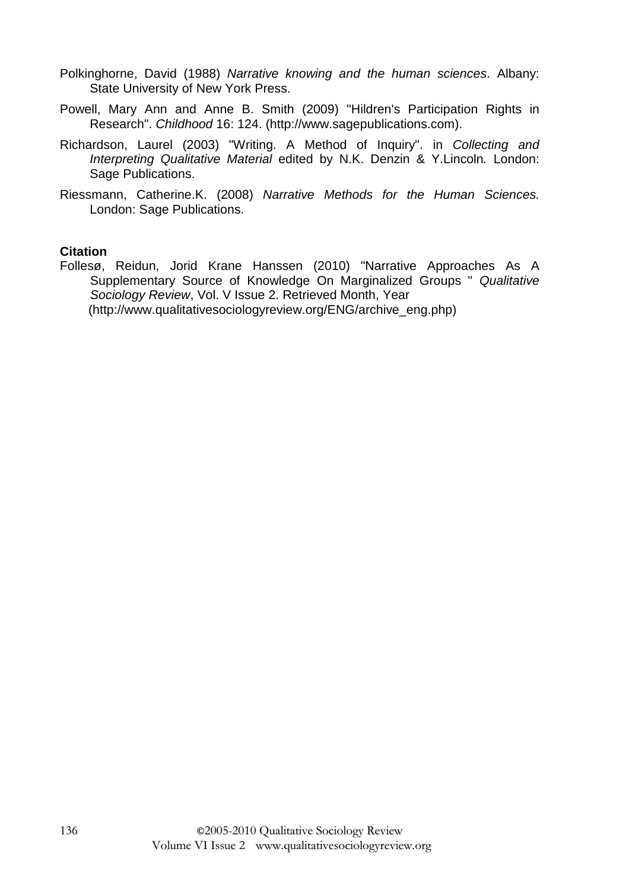Polkinghorne, David (1988) *Narrative knowing and the human sciences*. Albany: State University of New York Press.

Powell, Mary Ann and Anne B. Smith (2009) "Hildren's Participation Rights in Research". *Childhood* 16: 124. (http://www.sagepublications.com).

Richardson, Laurel (2003) "Writing. A Method of Inquiry". in *Collecting and Interpreting Qualitative Material* edited by N.K. Denzin & Y.Lincoln. London: Sage Publications.

Riessmann, Catherine.K. (2008) *Narrative Methods for the Human Sciences.* London: Sage Publications.

**Citation**

Follesø, Reidun, Jorid Krane Hanssen (2010) "Narrative Approaches As A Supplementary Source of Knowledge On Marginalized Groups " *Qualitative Sociology Review*, Vol. V Issue 2. Retrieved Month, Year (http://www.qualitativesociologyreview.org/ENG/archive_eng.php)